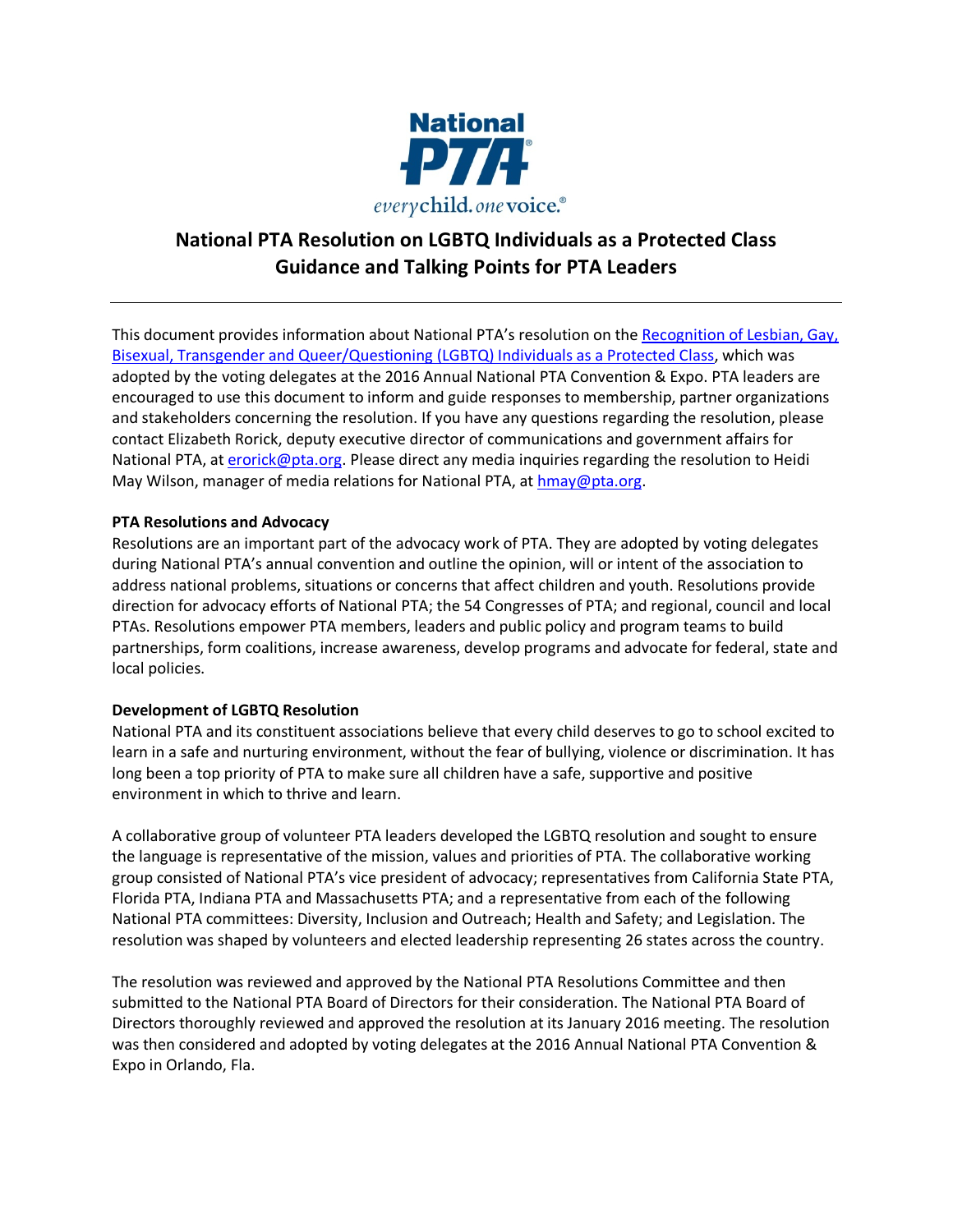National PTA

everychild. onevoice.®

# National PTA Resolution on LGBTQ Individuals as a Protected Class
## Guidance and Talking Points for PTA Leaders

---

This document provides information about National PTA's resolution on the [Recognition of Lesbian, Gay, Bisexual, Transgender and Queer/Questioning (LGBTQ) Individuals as a Protected Class](), which was adopted by the voting delegates at the 2016 Annual National PTA Convention & Expo. PTA leaders are encouraged to use this document to inform and guide responses to membership, partner organizations and stakeholders concerning the resolution. If you have any questions regarding the resolution, please contact Elizabeth Rorick, deputy executive director of communications and government affairs for National PTA, at [erorick@pta.org](mailto:erorick@pta.org). Please direct any media inquiries regarding the resolution to Heidi May Wilson, manager of media relations for National PTA, at [hmay@pta.org](mailto:hmay@pta.org).

**PTA Resolutions and Advocacy**

Resolutions are an important part of the advocacy work of PTA. They are adopted by voting delegates during National PTA's annual convention and outline the opinion, will or intent of the association to address national problems, situations or concerns that affect children and youth. Resolutions provide direction for advocacy efforts of National PTA; the 54 Congresses of PTA; and regional, council and local PTAs. Resolutions empower PTA members, leaders and public policy and program teams to build partnerships, form coalitions, increase awareness, develop programs and advocate for federal, state and local policies.

**Development of LGBTQ Resolution**

National PTA and its constituent associations believe that every child deserves to go to school excited to learn in a safe and nurturing environment, without the fear of bullying, violence or discrimination. It has long been a top priority of PTA to make sure all children have a safe, supportive and positive environment in which to thrive and learn.

A collaborative group of volunteer PTA leaders developed the LGBTQ resolution and sought to ensure the language is representative of the mission, values and priorities of PTA. The collaborative working group consisted of National PTA's vice president of advocacy; representatives from California State PTA, Florida PTA, Indiana PTA and Massachusetts PTA; and a representative from each of the following National PTA committees: Diversity, Inclusion and Outreach; Health and Safety; and Legislation. The resolution was shaped by volunteers and elected leadership representing 26 states across the country.

The resolution was reviewed and approved by the National PTA Resolutions Committee and then submitted to the National PTA Board of Directors for their consideration. The National PTA Board of Directors thoroughly reviewed and approved the resolution at its January 2016 meeting. The resolution was then considered and adopted by voting delegates at the 2016 Annual National PTA Convention & Expo in Orlando, Fla.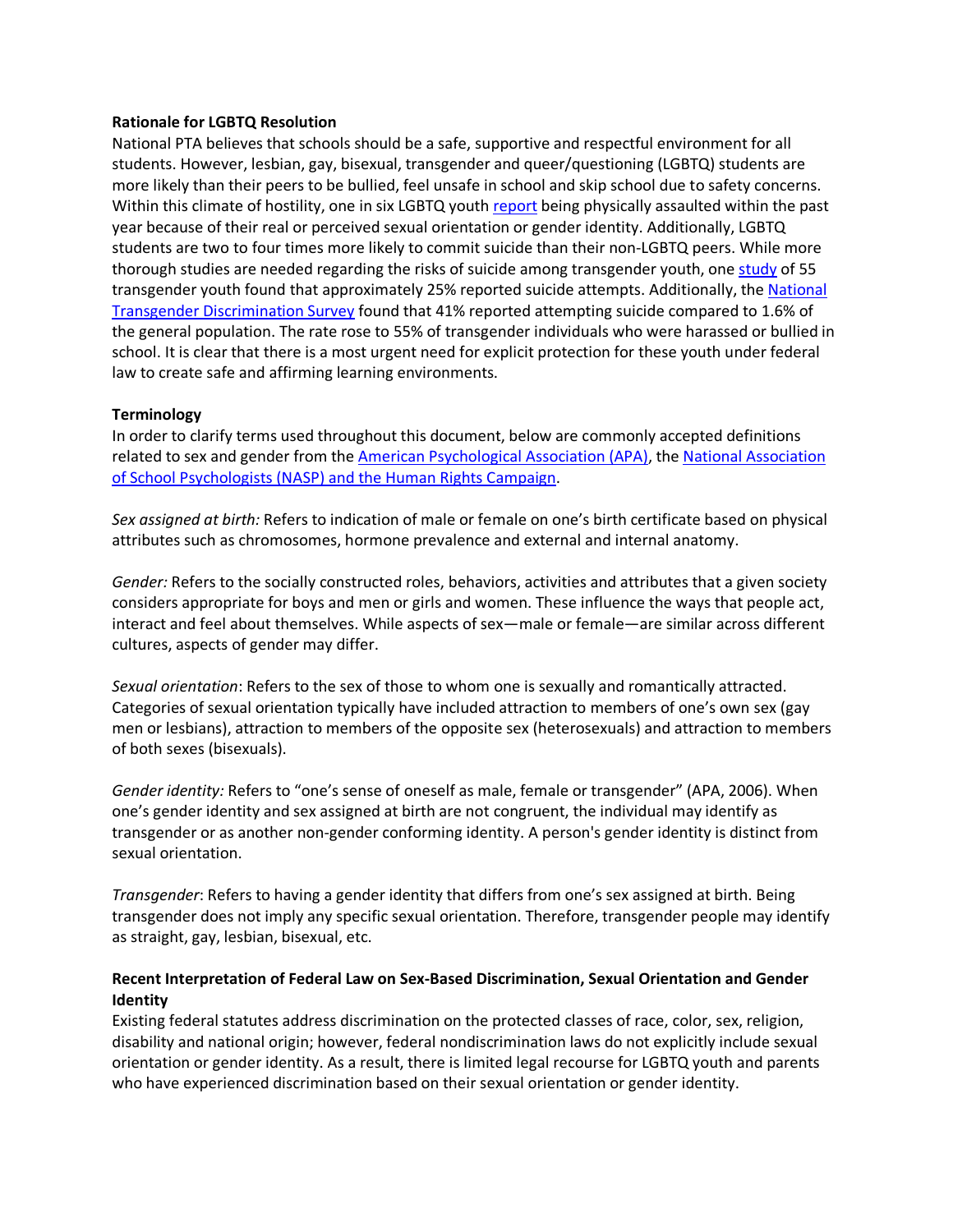**Rationale for LGBTQ Resolution**

National PTA believes that schools should be a safe, supportive and respectful environment for all students. However, lesbian, gay, bisexual, transgender and queer/questioning (LGBTQ) students are more likely than their peers to be bullied, feel unsafe in school and skip school due to safety concerns. Within this climate of hostility, one in six LGBTQ youth [report](#) being physically assaulted within the past year because of their real or perceived sexual orientation or gender identity. Additionally, LGBTQ students are two to four times more likely to commit suicide than their non-LGBTQ peers. While more thorough studies are needed regarding the risks of suicide among transgender youth, one [study](#) of 55 transgender youth found that approximately 25% reported suicide attempts. Additionally, the [National Transgender Discrimination Survey](#) found that 41% reported attempting suicide compared to 1.6% of the general population. The rate rose to 55% of transgender individuals who were harassed or bullied in school. It is clear that there is a most urgent need for explicit protection for these youth under federal law to create safe and affirming learning environments.

**Terminology**

In order to clarify terms used throughout this document, below are commonly accepted definitions related to sex and gender from the [American Psychological Association (APA)](#), the [National Association of School Psychologists (NASP) and the Human Rights Campaign](#).

*Sex assigned at birth:* Refers to indication of male or female on one's birth certificate based on physical attributes such as chromosomes, hormone prevalence and external and internal anatomy.

*Gender:* Refers to the socially constructed roles, behaviors, activities and attributes that a given society considers appropriate for boys and men or girls and women. These influence the ways that people act, interact and feel about themselves. While aspects of sex—male or female—are similar across different cultures, aspects of gender may differ.

*Sexual orientation*: Refers to the sex of those to whom one is sexually and romantically attracted. Categories of sexual orientation typically have included attraction to members of one's own sex (gay men or lesbians), attraction to members of the opposite sex (heterosexuals) and attraction to members of both sexes (bisexuals).

*Gender identity:* Refers to "one's sense of oneself as male, female or transgender" (APA, 2006). When one's gender identity and sex assigned at birth are not congruent, the individual may identify as transgender or as another non-gender conforming identity. A person's gender identity is distinct from sexual orientation.

*Transgender*: Refers to having a gender identity that differs from one's sex assigned at birth. Being transgender does not imply any specific sexual orientation. Therefore, transgender people may identify as straight, gay, lesbian, bisexual, etc.

**Recent Interpretation of Federal Law on Sex-Based Discrimination, Sexual Orientation and Gender Identity**

Existing federal statutes address discrimination on the protected classes of race, color, sex, religion, disability and national origin; however, federal nondiscrimination laws do not explicitly include sexual orientation or gender identity. As a result, there is limited legal recourse for LGBTQ youth and parents who have experienced discrimination based on their sexual orientation or gender identity.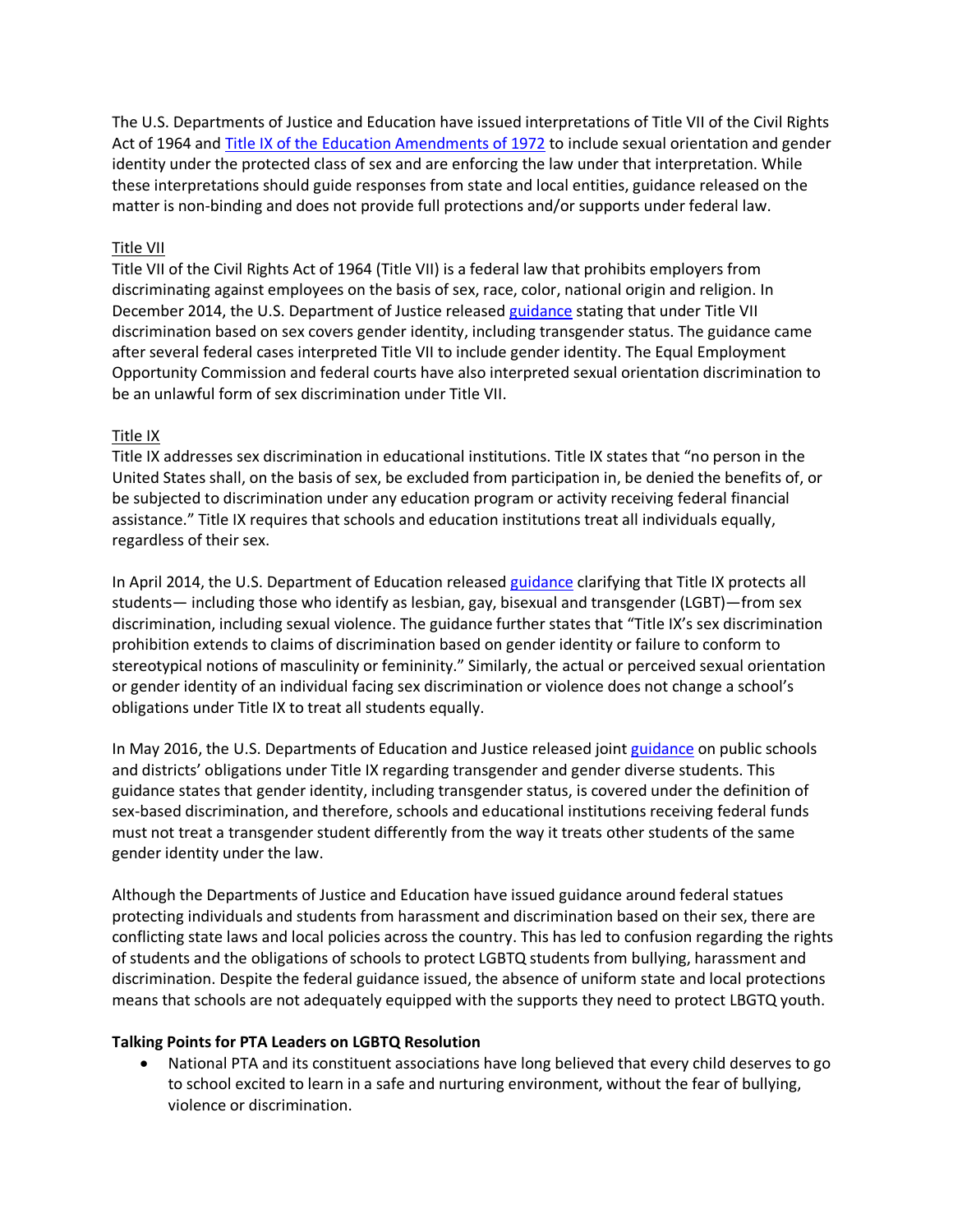The U.S. Departments of Justice and Education have issued interpretations of Title VII of the Civil Rights Act of 1964 and Title IX of the Education Amendments of 1972 to include sexual orientation and gender identity under the protected class of sex and are enforcing the law under that interpretation. While these interpretations should guide responses from state and local entities, guidance released on the matter is non-binding and does not provide full protections and/or supports under federal law.

Title VII

Title VII of the Civil Rights Act of 1964 (Title VII) is a federal law that prohibits employers from discriminating against employees on the basis of sex, race, color, national origin and religion. In December 2014, the U.S. Department of Justice released guidance stating that under Title VII discrimination based on sex covers gender identity, including transgender status. The guidance came after several federal cases interpreted Title VII to include gender identity. The Equal Employment Opportunity Commission and federal courts have also interpreted sexual orientation discrimination to be an unlawful form of sex discrimination under Title VII.

Title IX

Title IX addresses sex discrimination in educational institutions. Title IX states that "no person in the United States shall, on the basis of sex, be excluded from participation in, be denied the benefits of, or be subjected to discrimination under any education program or activity receiving federal financial assistance." Title IX requires that schools and education institutions treat all individuals equally, regardless of their sex.

In April 2014, the U.S. Department of Education released guidance clarifying that Title IX protects all students— including those who identify as lesbian, gay, bisexual and transgender (LGBT)—from sex discrimination, including sexual violence. The guidance further states that "Title IX's sex discrimination prohibition extends to claims of discrimination based on gender identity or failure to conform to stereotypical notions of masculinity or femininity." Similarly, the actual or perceived sexual orientation or gender identity of an individual facing sex discrimination or violence does not change a school's obligations under Title IX to treat all students equally.

In May 2016, the U.S. Departments of Education and Justice released joint guidance on public schools and districts' obligations under Title IX regarding transgender and gender diverse students. This guidance states that gender identity, including transgender status, is covered under the definition of sex-based discrimination, and therefore, schools and educational institutions receiving federal funds must not treat a transgender student differently from the way it treats other students of the same gender identity under the law.

Although the Departments of Justice and Education have issued guidance around federal statues protecting individuals and students from harassment and discrimination based on their sex, there are conflicting state laws and local policies across the country. This has led to confusion regarding the rights of students and the obligations of schools to protect LGBTQ students from bullying, harassment and discrimination. Despite the federal guidance issued, the absence of uniform state and local protections means that schools are not adequately equipped with the supports they need to protect LBGTQ youth.

**Talking Points for PTA Leaders on LGBTQ Resolution**

- National PTA and its constituent associations have long believed that every child deserves to go to school excited to learn in a safe and nurturing environment, without the fear of bullying, violence or discrimination.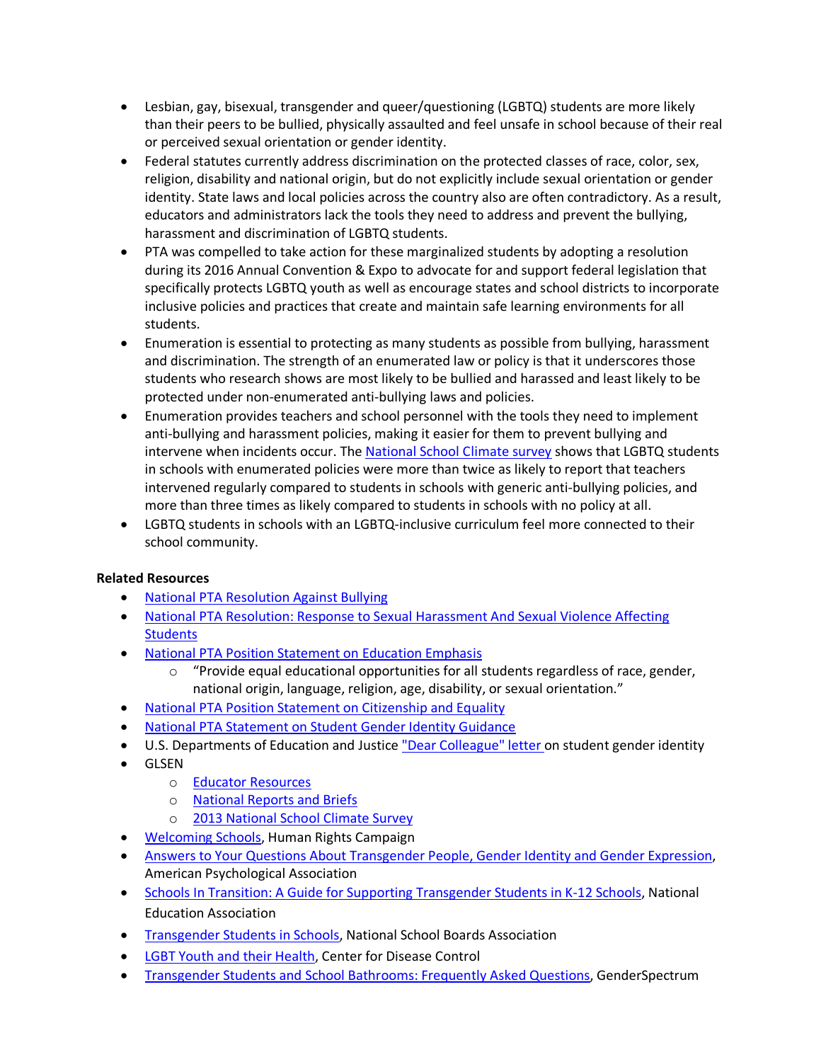- Lesbian, gay, bisexual, transgender and queer/questioning (LGBTQ) students are more likely than their peers to be bullied, physically assaulted and feel unsafe in school because of their real or perceived sexual orientation or gender identity.
- Federal statutes currently address discrimination on the protected classes of race, color, sex, religion, disability and national origin, but do not explicitly include sexual orientation or gender identity. State laws and local policies across the country also are often contradictory. As a result, educators and administrators lack the tools they need to address and prevent the bullying, harassment and discrimination of LGBTQ students.
- PTA was compelled to take action for these marginalized students by adopting a resolution during its 2016 Annual Convention & Expo to advocate for and support federal legislation that specifically protects LGBTQ youth as well as encourage states and school districts to incorporate inclusive policies and practices that create and maintain safe learning environments for all students.
- Enumeration is essential to protecting as many students as possible from bullying, harassment and discrimination. The strength of an enumerated law or policy is that it underscores those students who research shows are most likely to be bullied and harassed and least likely to be protected under non-enumerated anti-bullying laws and policies.
- Enumeration provides teachers and school personnel with the tools they need to implement anti-bullying and harassment policies, making it easier for them to prevent bullying and intervene when incidents occur. The National School Climate survey shows that LGBTQ students in schools with enumerated policies were more than twice as likely to report that teachers intervened regularly compared to students in schools with generic anti-bullying policies, and more than three times as likely compared to students in schools with no policy at all.
- LGBTQ students in schools with an LGBTQ-inclusive curriculum feel more connected to their school community.

**Related Resources**

- National PTA Resolution Against Bullying
- National PTA Resolution: Response to Sexual Harassment And Sexual Violence Affecting Students
- National PTA Position Statement on Education Emphasis
  - "Provide equal educational opportunities for all students regardless of race, gender, national origin, language, religion, age, disability, or sexual orientation."
- National PTA Position Statement on Citizenship and Equality
- National PTA Statement on Student Gender Identity Guidance
- U.S. Departments of Education and Justice "Dear Colleague" letter on student gender identity
- GLSEN
  - Educator Resources
  - National Reports and Briefs
  - 2013 National School Climate Survey
- Welcoming Schools, Human Rights Campaign
- Answers to Your Questions About Transgender People, Gender Identity and Gender Expression, American Psychological Association
- Schools In Transition: A Guide for Supporting Transgender Students in K-12 Schools, National Education Association
- Transgender Students in Schools, National School Boards Association
- LGBT Youth and their Health, Center for Disease Control
- Transgender Students and School Bathrooms: Frequently Asked Questions, GenderSpectrum